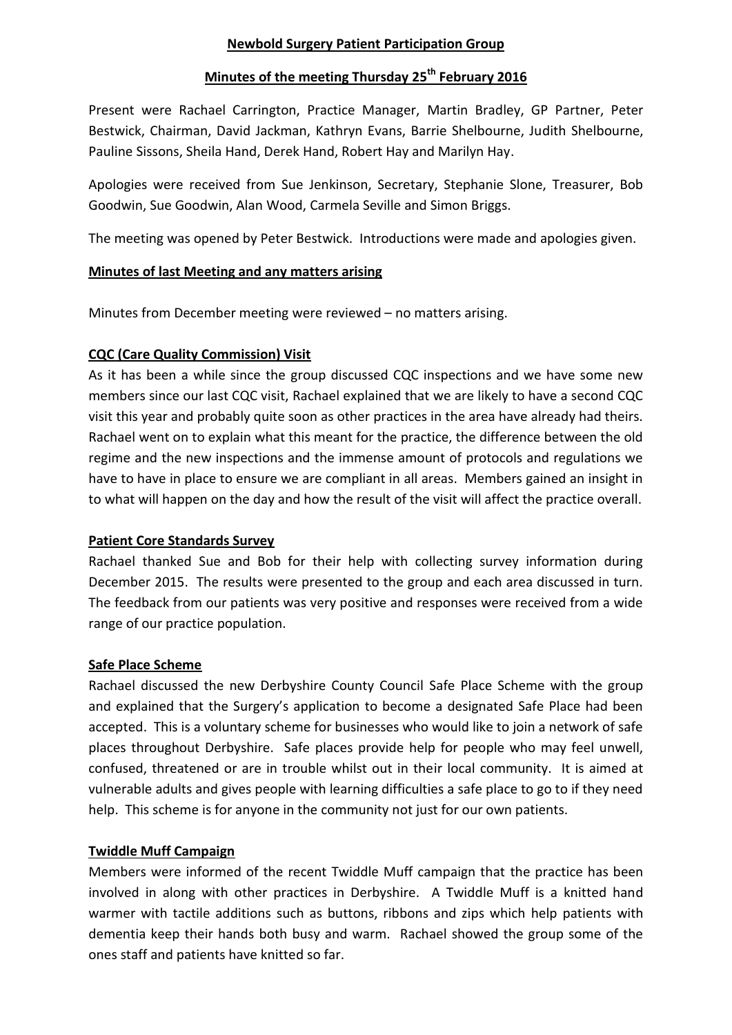# Newbold Surgery Patient Participation Group

## Minutes of the meeting Thursday 25th February 2016

Present were Rachael Carrington, Practice Manager, Martin Bradley, GP Partner, Peter Bestwick, Chairman, David Jackman, Kathryn Evans, Barrie Shelbourne, Judith Shelbourne, Pauline Sissons, Sheila Hand, Derek Hand, Robert Hay and Marilyn Hay.

Apologies were received from Sue Jenkinson, Secretary, Stephanie Slone, Treasurer, Bob Goodwin, Sue Goodwin, Alan Wood, Carmela Seville and Simon Briggs.

The meeting was opened by Peter Bestwick. Introductions were made and apologies given.

### Minutes of last Meeting and any matters arising

Minutes from December meeting were reviewed – no matters arising.

### CQC (Care Quality Commission) Visit

As it has been a while since the group discussed CQC inspections and we have some new members since our last CQC visit, Rachael explained that we are likely to have a second CQC visit this year and probably quite soon as other practices in the area have already had theirs. Rachael went on to explain what this meant for the practice, the difference between the old regime and the new inspections and the immense amount of protocols and regulations we have to have in place to ensure we are compliant in all areas. Members gained an insight in to what will happen on the day and how the result of the visit will affect the practice overall.

### Patient Core Standards Survey

Rachael thanked Sue and Bob for their help with collecting survey information during December 2015. The results were presented to the group and each area discussed in turn. The feedback from our patients was very positive and responses were received from a wide range of our practice population.

### Safe Place Scheme

Rachael discussed the new Derbyshire County Council Safe Place Scheme with the group and explained that the Surgery's application to become a designated Safe Place had been accepted. This is a voluntary scheme for businesses who would like to join a network of safe places throughout Derbyshire. Safe places provide help for people who may feel unwell, confused, threatened or are in trouble whilst out in their local community. It is aimed at vulnerable adults and gives people with learning difficulties a safe place to go to if they need help. This scheme is for anyone in the community not just for our own patients.

### Twiddle Muff Campaign

Members were informed of the recent Twiddle Muff campaign that the practice has been involved in along with other practices in Derbyshire. A Twiddle Muff is a knitted hand warmer with tactile additions such as buttons, ribbons and zips which help patients with dementia keep their hands both busy and warm. Rachael showed the group some of the ones staff and patients have knitted so far.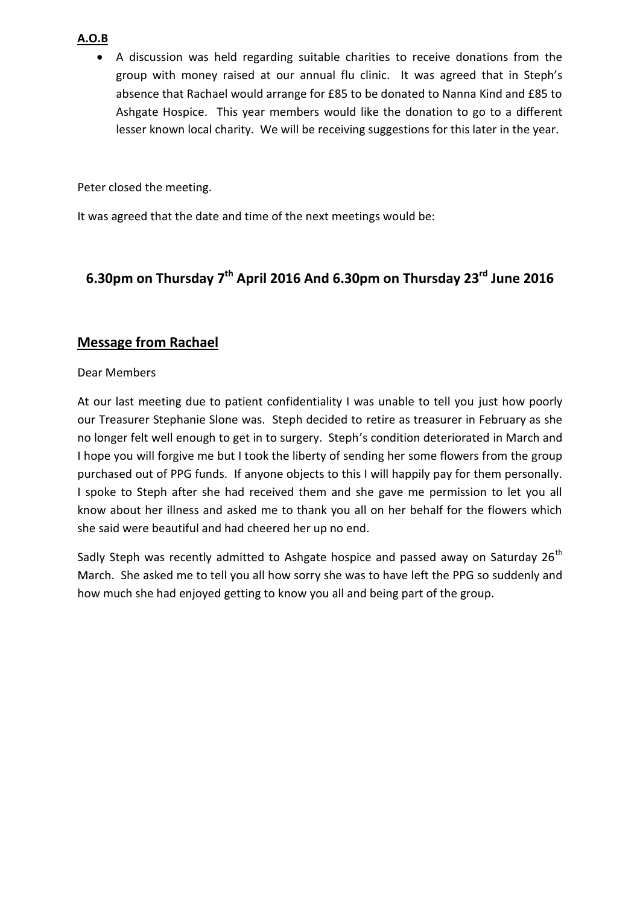**A.O.B**

- A discussion was held regarding suitable charities to receive donations from the group with money raised at our annual flu clinic. It was agreed that in Steph's absence that Rachael would arrange for £85 to be donated to Nanna Kind and £85 to Ashgate Hospice. This year members would like the donation to go to a different lesser known local charity. We will be receiving suggestions for this later in the year.

Peter closed the meeting.

It was agreed that the date and time of the next meetings would be:

## 6.30pm on Thursday 7th April 2016 And 6.30pm on Thursday 23rd June 2016

## Message from Rachael

Dear Members

At our last meeting due to patient confidentiality I was unable to tell you just how poorly our Treasurer Stephanie Slone was. Steph decided to retire as treasurer in February as she no longer felt well enough to get in to surgery. Steph's condition deteriorated in March and I hope you will forgive me but I took the liberty of sending her some flowers from the group purchased out of PPG funds. If anyone objects to this I will happily pay for them personally. I spoke to Steph after she had received them and she gave me permission to let you all know about her illness and asked me to thank you all on her behalf for the flowers which she said were beautiful and had cheered her up no end.

Sadly Steph was recently admitted to Ashgate hospice and passed away on Saturday 26th March. She asked me to tell you all how sorry she was to have left the PPG so suddenly and how much she had enjoyed getting to know you all and being part of the group.